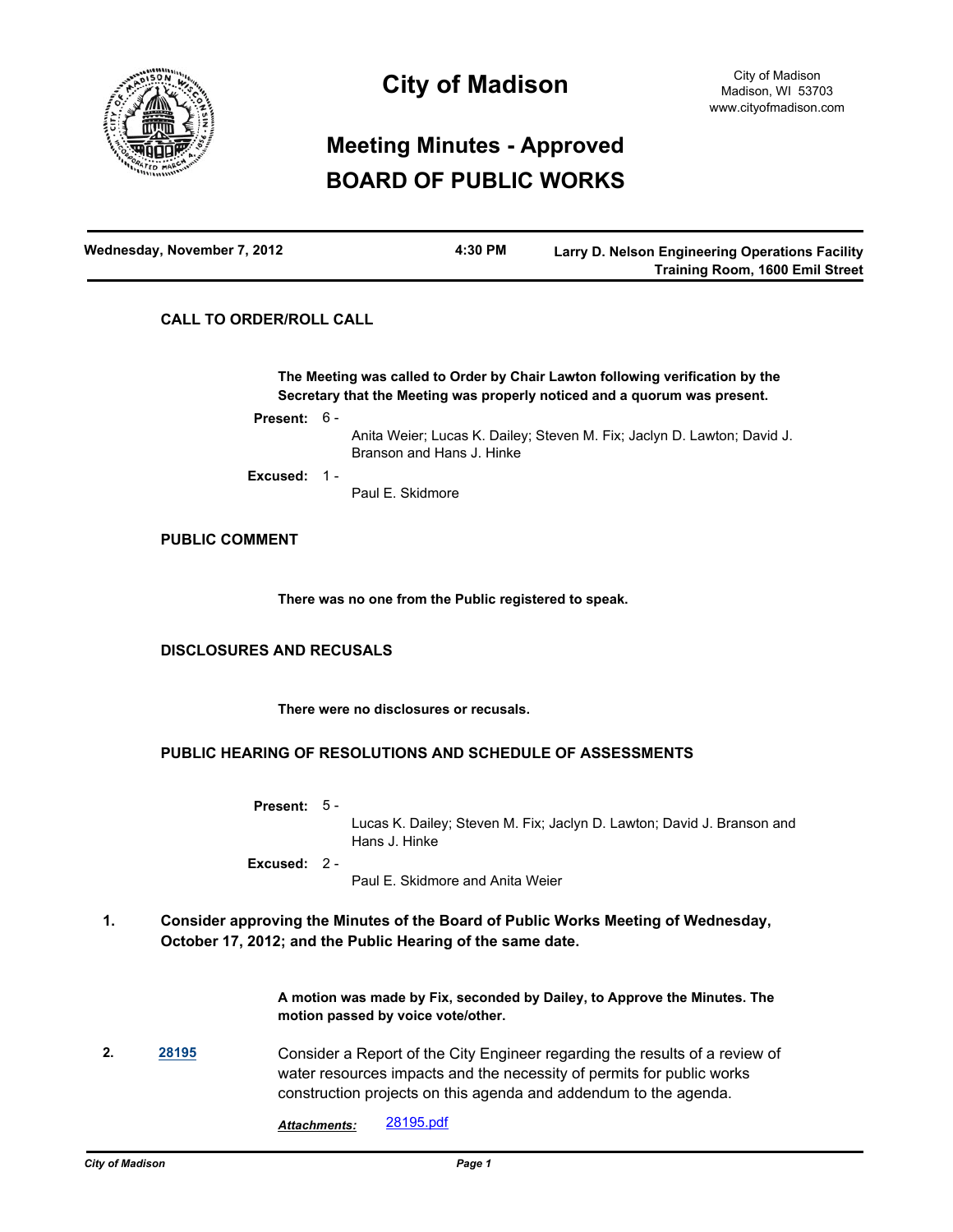# City of Madison

City of Madison
Madison, WI 53703
www.cityofmadison.com

# Meeting Minutes - Approved
# BOARD OF PUBLIC WORKS

**Wednesday, November 7, 2012** | **4:30 PM** | **Larry D. Nelson Engineering Operations Facility Training Room, 1600 Emil Street**

## CALL TO ORDER/ROLL CALL

**The Meeting was called to Order by Chair Lawton following verification by the Secretary that the Meeting was properly noticed and a quorum was present.**

**Present:** 6 -
Anita Weier; Lucas K. Dailey; Steven M. Fix; Jaclyn D. Lawton; David J. Branson and Hans J. Hinke

**Excused:** 1 -
Paul E. Skidmore

## PUBLIC COMMENT

**There was no one from the Public registered to speak.**

## DISCLOSURES AND RECUSALS

**There were no disclosures or recusals.**

## PUBLIC HEARING OF RESOLUTIONS AND SCHEDULE OF ASSESSMENTS

**Present:** 5 -
Lucas K. Dailey; Steven M. Fix; Jaclyn D. Lawton; David J. Branson and Hans J. Hinke

**Excused:** 2 -
Paul E. Skidmore and Anita Weier

**1. Consider approving the Minutes of the Board of Public Works Meeting of Wednesday, October 17, 2012; and the Public Hearing of the same date.**

**A motion was made by Fix, seconded by Dailey, to Approve the Minutes. The motion passed by voice vote/other.**

**2. 28195** Consider a Report of the City Engineer regarding the results of a review of water resources impacts and the necessity of permits for public works construction projects on this agenda and addendum to the agenda.

***Attachments:*** 28195.pdf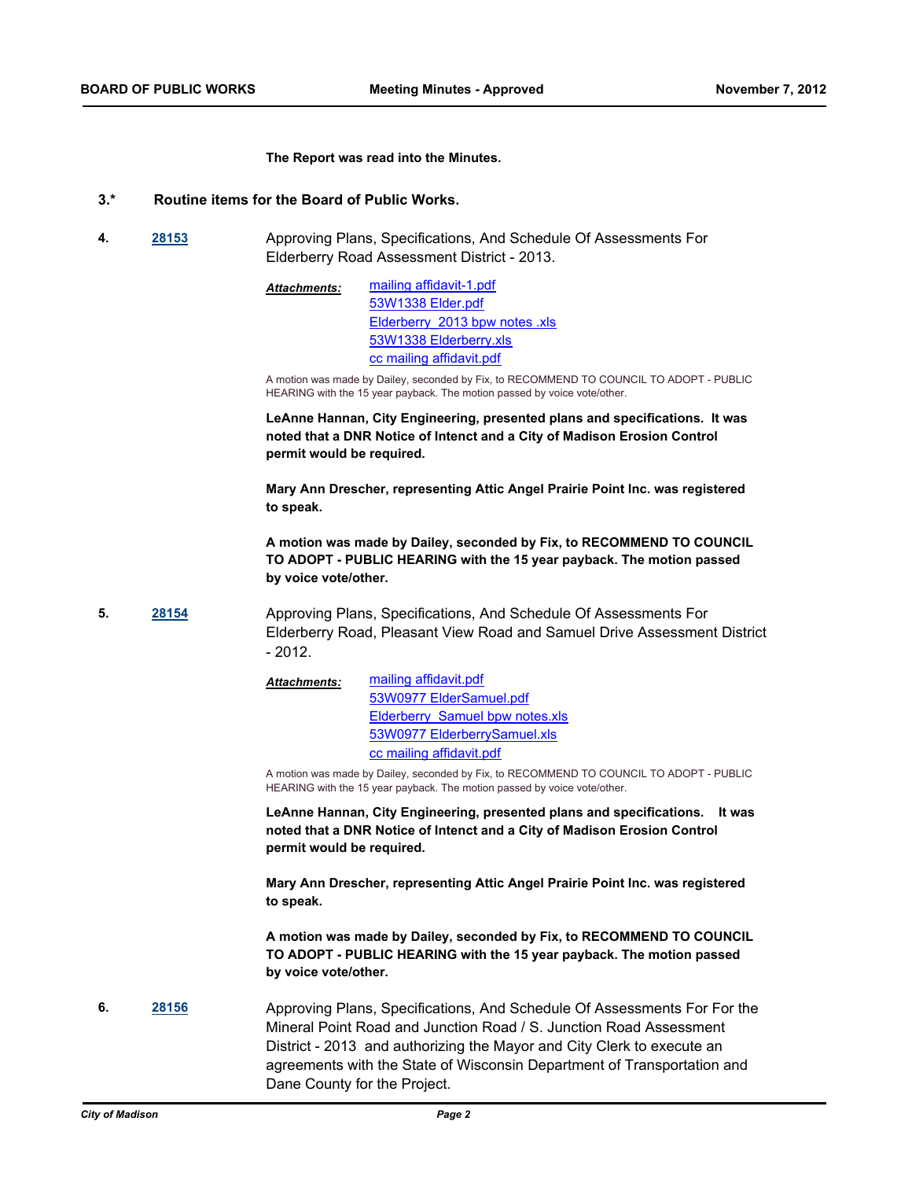**The Report was read into the Minutes.**

**3.\* Routine items for the Board of Public Works.**

**4. [28153](#)** Approving Plans, Specifications, And Schedule Of Assessments For Elderberry Road Assessment District - 2013.

***Attachments:*** mailing affidavit-1.pdf
53W1338 Elder.pdf
Elderberry 2013 bpw notes .xls
53W1338 Elderberry.xls
cc mailing affidavit.pdf

A motion was made by Dailey, seconded by Fix, to RECOMMEND TO COUNCIL TO ADOPT - PUBLIC HEARING with the 15 year payback. The motion passed by voice vote/other.

**LeAnne Hannan, City Engineering, presented plans and specifications. It was noted that a DNR Notice of Intenct and a City of Madison Erosion Control permit would be required.**

**Mary Ann Drescher, representing Attic Angel Prairie Point Inc. was registered to speak.**

**A motion was made by Dailey, seconded by Fix, to RECOMMEND TO COUNCIL TO ADOPT - PUBLIC HEARING with the 15 year payback. The motion passed by voice vote/other.**

**5. [28154](#)** Approving Plans, Specifications, And Schedule Of Assessments For Elderberry Road, Pleasant View Road and Samuel Drive Assessment District - 2012.

***Attachments:*** mailing affidavit.pdf
53W0977 ElderSamuel.pdf
Elderberry Samuel bpw notes.xls
53W0977 ElderberrySamuel.xls
cc mailing affidavit.pdf

A motion was made by Dailey, seconded by Fix, to RECOMMEND TO COUNCIL TO ADOPT - PUBLIC HEARING with the 15 year payback. The motion passed by voice vote/other.

**LeAnne Hannan, City Engineering, presented plans and specifications. It was noted that a DNR Notice of Intenct and a City of Madison Erosion Control permit would be required.**

**Mary Ann Drescher, representing Attic Angel Prairie Point Inc. was registered to speak.**

**A motion was made by Dailey, seconded by Fix, to RECOMMEND TO COUNCIL TO ADOPT - PUBLIC HEARING with the 15 year payback. The motion passed by voice vote/other.**

**6. [28156](#)** Approving Plans, Specifications, And Schedule Of Assessments For For the Mineral Point Road and Junction Road / S. Junction Road Assessment District - 2013 and authorizing the Mayor and City Clerk to execute an agreements with the State of Wisconsin Department of Transportation and Dane County for the Project.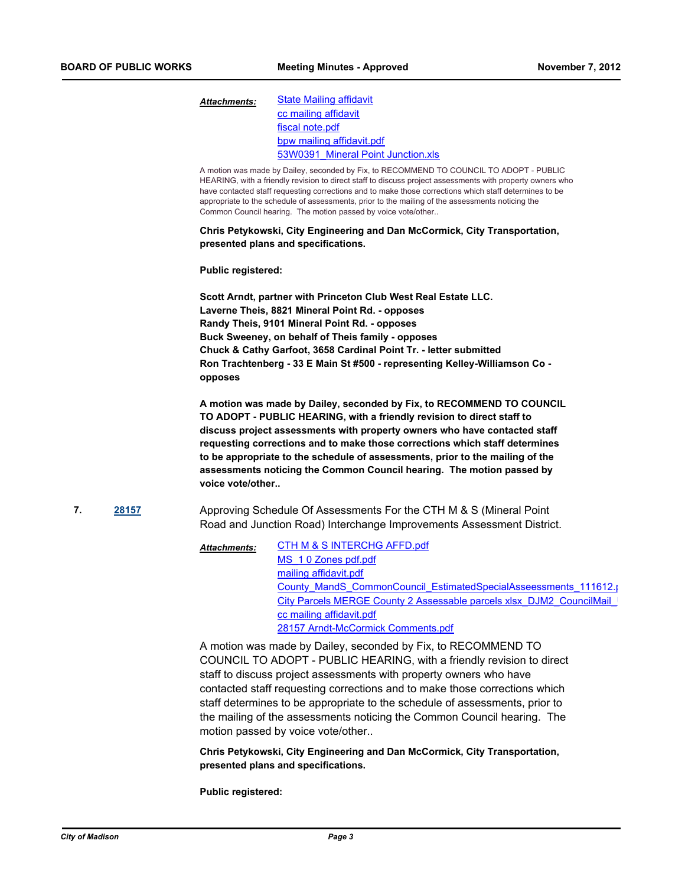*Attachments:* State Mailing affidavit
cc mailing affidavit
fiscal note.pdf
bpw mailing affidavit.pdf
53W0391_Mineral Point Junction.xls

A motion was made by Dailey, seconded by Fix, to RECOMMEND TO COUNCIL TO ADOPT - PUBLIC HEARING, with a friendly revision to direct staff to discuss project assessments with property owners who have contacted staff requesting corrections and to make those corrections which staff determines to be appropriate to the schedule of assessments, prior to the mailing of the assessments noticing the Common Council hearing. The motion passed by voice vote/other..

**Chris Petykowski, City Engineering and Dan McCormick, City Transportation, presented plans and specifications.**

**Public registered:**

**Scott Arndt, partner with Princeton Club West Real Estate LLC.**
**Laverne Theis, 8821 Mineral Point Rd. - opposes**
**Randy Theis, 9101 Mineral Point Rd. - opposes**
**Buck Sweeney, on behalf of Theis family - opposes**
**Chuck & Cathy Garfoot, 3658 Cardinal Point Tr. - letter submitted**
**Ron Trachtenberg - 33 E Main St #500 - representing Kelley-Williamson Co - opposes**

**A motion was made by Dailey, seconded by Fix, to RECOMMEND TO COUNCIL TO ADOPT - PUBLIC HEARING, with a friendly revision to direct staff to discuss project assessments with property owners who have contacted staff requesting corrections and to make those corrections which staff determines to be appropriate to the schedule of assessments, prior to the mailing of the assessments noticing the Common Council hearing. The motion passed by voice vote/other..**

**7.** 28157 Approving Schedule Of Assessments For the CTH M & S (Mineral Point Road and Junction Road) Interchange Improvements Assessment District.

*Attachments:* CTH M & S INTERCHG AFFD.pdf
MS_1 0 Zones pdf.pdf
mailing affidavit.pdf
County_MandS_CommonCouncil_EstimatedSpecialAsseessments_111612.
City Parcels MERGE County 2 Assessable parcels xlsx_DJM2_CouncilMail_
cc mailing affidavit.pdf
28157 Arndt-McCormick Comments.pdf

A motion was made by Dailey, seconded by Fix, to RECOMMEND TO COUNCIL TO ADOPT - PUBLIC HEARING, with a friendly revision to direct staff to discuss project assessments with property owners who have contacted staff requesting corrections and to make those corrections which staff determines to be appropriate to the schedule of assessments, prior to the mailing of the assessments noticing the Common Council hearing. The motion passed by voice vote/other..

**Chris Petykowski, City Engineering and Dan McCormick, City Transportation, presented plans and specifications.**

**Public registered:**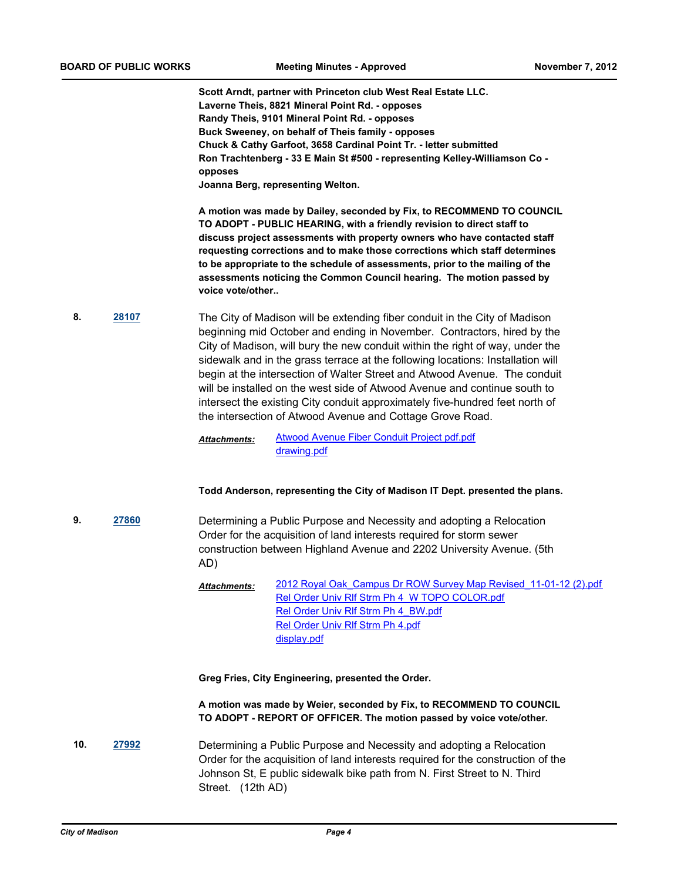**Scott Arndt, partner with Princeton club West Real Estate LLC.**
**Laverne Theis, 8821 Mineral Point Rd. - opposes**
**Randy Theis, 9101 Mineral Point Rd. - opposes**
**Buck Sweeney, on behalf of Theis family - opposes**
**Chuck & Cathy Garfoot, 3658 Cardinal Point Tr. - letter submitted**
**Ron Trachtenberg - 33 E Main St #500 - representing Kelley-Williamson Co - opposes**
**Joanna Berg, representing Welton.**

**A motion was made by Dailey, seconded by Fix, to RECOMMEND TO COUNCIL TO ADOPT - PUBLIC HEARING, with a friendly revision to direct staff to discuss project assessments with property owners who have contacted staff requesting corrections and to make those corrections which staff determines to be appropriate to the schedule of assessments, prior to the mailing of the assessments noticing the Common Council hearing. The motion passed by voice vote/other..**

**8.** [28107]

The City of Madison will be extending fiber conduit in the City of Madison beginning mid October and ending in November. Contractors, hired by the City of Madison, will bury the new conduit within the right of way, under the sidewalk and in the grass terrace at the following locations: Installation will begin at the intersection of Walter Street and Atwood Avenue. The conduit will be installed on the west side of Atwood Avenue and continue south to intersect the existing City conduit approximately five-hundred feet north of the intersection of Atwood Avenue and Cottage Grove Road.

***Attachments:*** Atwood Avenue Fiber Conduit Project pdf.pdf
drawing.pdf

**Todd Anderson, representing the City of Madison IT Dept. presented the plans.**

**9.** [27860]

Determining a Public Purpose and Necessity and adopting a Relocation Order for the acquisition of land interests required for storm sewer construction between Highland Avenue and 2202 University Avenue. (5th AD)

***Attachments:*** 2012 Royal Oak_Campus Dr ROW Survey Map Revised_11-01-12 (2).pdf
Rel Order Univ Rlf Strm Ph 4_W TOPO COLOR.pdf
Rel Order Univ Rlf Strm Ph 4_BW.pdf
Rel Order Univ Rlf Strm Ph 4.pdf
display.pdf

**Greg Fries, City Engineering, presented the Order.**

**A motion was made by Weier, seconded by Fix, to RECOMMEND TO COUNCIL TO ADOPT - REPORT OF OFFICER. The motion passed by voice vote/other.**

**10.** [27992]

Determining a Public Purpose and Necessity and adopting a Relocation Order for the acquisition of land interests required for the construction of the Johnson St, E public sidewalk bike path from N. First Street to N. Third Street. (12th AD)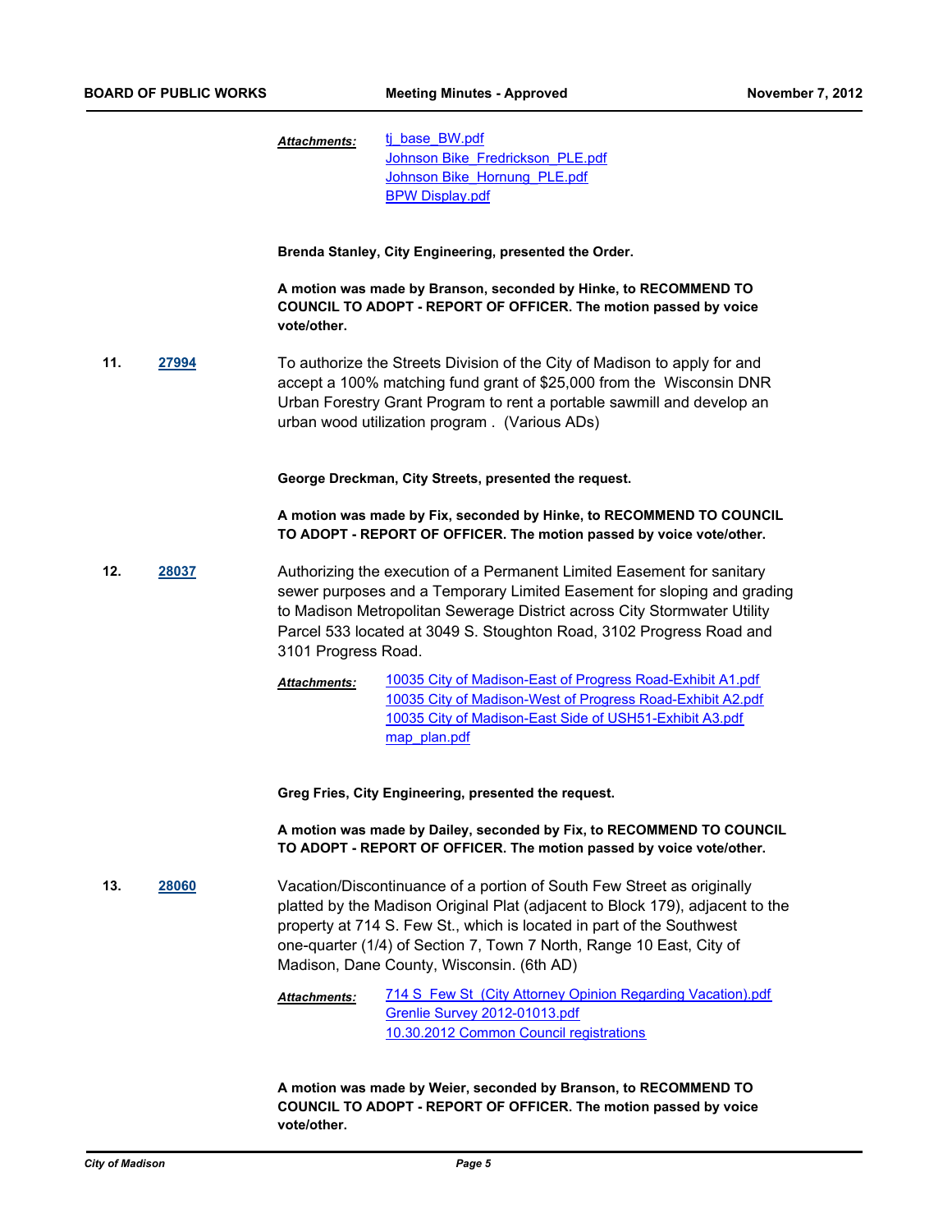*Attachments:* tj_base_BW.pdf
Johnson Bike_Fredrickson_PLE.pdf
Johnson Bike_Hornung_PLE.pdf
BPW Display.pdf

**Brenda Stanley, City Engineering, presented the Order.**

**A motion was made by Branson, seconded by Hinke, to RECOMMEND TO COUNCIL TO ADOPT - REPORT OF OFFICER. The motion passed by voice vote/other.**

**11. 27994** To authorize the Streets Division of the City of Madison to apply for and accept a 100% matching fund grant of $25,000 from the Wisconsin DNR Urban Forestry Grant Program to rent a portable sawmill and develop an urban wood utilization program . (Various ADs)

**George Dreckman, City Streets, presented the request.**

**A motion was made by Fix, seconded by Hinke, to RECOMMEND TO COUNCIL TO ADOPT - REPORT OF OFFICER. The motion passed by voice vote/other.**

**12. 28037** Authorizing the execution of a Permanent Limited Easement for sanitary sewer purposes and a Temporary Limited Easement for sloping and grading to Madison Metropolitan Sewerage District across City Stormwater Utility Parcel 533 located at 3049 S. Stoughton Road, 3102 Progress Road and 3101 Progress Road.

*Attachments:* 10035 City of Madison-East of Progress Road-Exhibit A1.pdf
10035 City of Madison-West of Progress Road-Exhibit A2.pdf
10035 City of Madison-East Side of USH51-Exhibit A3.pdf
map_plan.pdf

**Greg Fries, City Engineering, presented the request.**

**A motion was made by Dailey, seconded by Fix, to RECOMMEND TO COUNCIL TO ADOPT - REPORT OF OFFICER. The motion passed by voice vote/other.**

**13. 28060** Vacation/Discontinuance of a portion of South Few Street as originally platted by the Madison Original Plat (adjacent to Block 179), adjacent to the property at 714 S. Few St., which is located in part of the Southwest one-quarter (1/4) of Section 7, Town 7 North, Range 10 East, City of Madison, Dane County, Wisconsin. (6th AD)

*Attachments:* 714 S Few St (City Attorney Opinion Regarding Vacation).pdf
Grenlie Survey 2012-01013.pdf
10.30.2012 Common Council registrations

**A motion was made by Weier, seconded by Branson, to RECOMMEND TO COUNCIL TO ADOPT - REPORT OF OFFICER. The motion passed by voice vote/other.**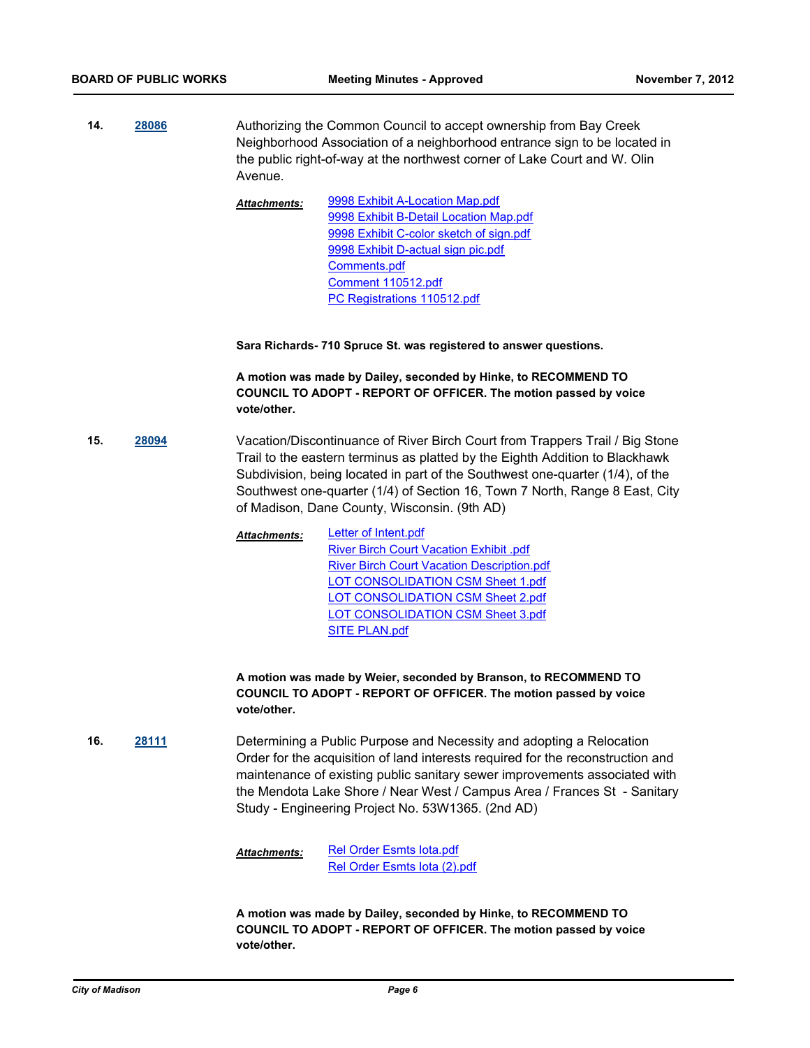**14.** **28086** Authorizing the Common Council to accept ownership from Bay Creek Neighborhood Association of a neighborhood entrance sign to be located in the public right-of-way at the northwest corner of Lake Court and W. Olin Avenue.

***Attachments:*** 9998 Exhibit A-Location Map.pdf
9998 Exhibit B-Detail Location Map.pdf
9998 Exhibit C-color sketch of sign.pdf
9998 Exhibit D-actual sign pic.pdf
Comments.pdf
Comment 110512.pdf
PC Registrations 110512.pdf

**Sara Richards- 710 Spruce St. was registered to answer questions.**

**A motion was made by Dailey, seconded by Hinke, to RECOMMEND TO COUNCIL TO ADOPT - REPORT OF OFFICER. The motion passed by voice vote/other.**

**15.** **28094** Vacation/Discontinuance of River Birch Court from Trappers Trail / Big Stone Trail to the eastern terminus as platted by the Eighth Addition to Blackhawk Subdivision, being located in part of the Southwest one-quarter (1/4), of the Southwest one-quarter (1/4) of Section 16, Town 7 North, Range 8 East, City of Madison, Dane County, Wisconsin. (9th AD)

***Attachments:*** Letter of Intent.pdf
River Birch Court Vacation Exhibit .pdf
River Birch Court Vacation Description.pdf
LOT CONSOLIDATION CSM Sheet 1.pdf
LOT CONSOLIDATION CSM Sheet 2.pdf
LOT CONSOLIDATION CSM Sheet 3.pdf
SITE PLAN.pdf

**A motion was made by Weier, seconded by Branson, to RECOMMEND TO COUNCIL TO ADOPT - REPORT OF OFFICER. The motion passed by voice vote/other.**

**16.** **28111** Determining a Public Purpose and Necessity and adopting a Relocation Order for the acquisition of land interests required for the reconstruction and maintenance of existing public sanitary sewer improvements associated with the Mendota Lake Shore / Near West / Campus Area / Frances St - Sanitary Study - Engineering Project No. 53W1365. (2nd AD)

***Attachments:*** Rel Order Esmts Iota.pdf
Rel Order Esmts Iota (2).pdf

**A motion was made by Dailey, seconded by Hinke, to RECOMMEND TO COUNCIL TO ADOPT - REPORT OF OFFICER. The motion passed by voice vote/other.**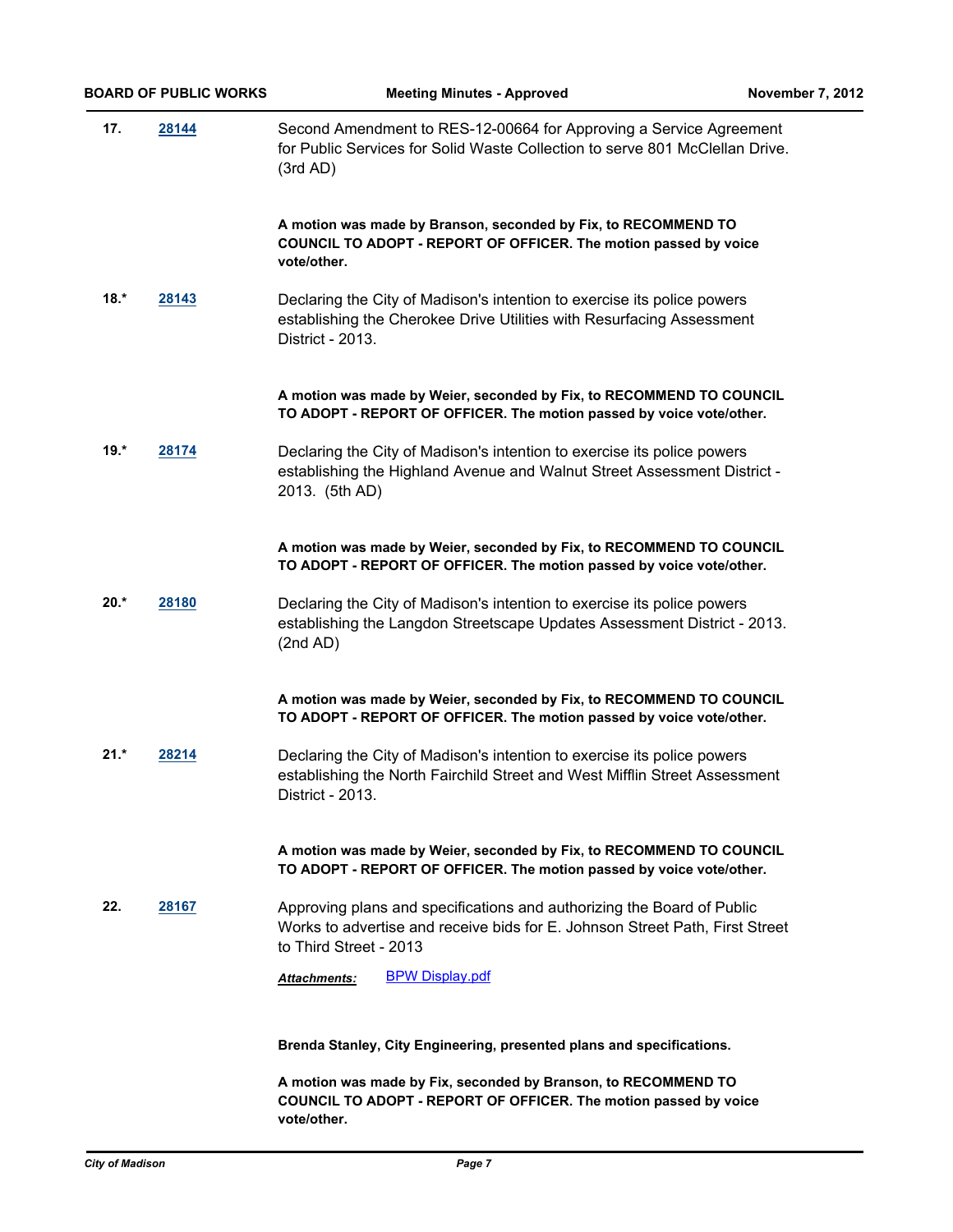**17.** **28144** Second Amendment to RES-12-00664 for Approving a Service Agreement for Public Services for Solid Waste Collection to serve 801 McClellan Drive. (3rd AD)

**A motion was made by Branson, seconded by Fix, to RECOMMEND TO COUNCIL TO ADOPT - REPORT OF OFFICER. The motion passed by voice vote/other.**

**18.*** **28143** Declaring the City of Madison's intention to exercise its police powers establishing the Cherokee Drive Utilities with Resurfacing Assessment District - 2013.

**A motion was made by Weier, seconded by Fix, to RECOMMEND TO COUNCIL TO ADOPT - REPORT OF OFFICER. The motion passed by voice vote/other.**

**19.*** **28174** Declaring the City of Madison's intention to exercise its police powers establishing the Highland Avenue and Walnut Street Assessment District - 2013. (5th AD)

**A motion was made by Weier, seconded by Fix, to RECOMMEND TO COUNCIL TO ADOPT - REPORT OF OFFICER. The motion passed by voice vote/other.**

**20.*** **28180** Declaring the City of Madison's intention to exercise its police powers establishing the Langdon Streetscape Updates Assessment District - 2013. (2nd AD)

**A motion was made by Weier, seconded by Fix, to RECOMMEND TO COUNCIL TO ADOPT - REPORT OF OFFICER. The motion passed by voice vote/other.**

**21.*** **28214** Declaring the City of Madison's intention to exercise its police powers establishing the North Fairchild Street and West Mifflin Street Assessment District - 2013.

**A motion was made by Weier, seconded by Fix, to RECOMMEND TO COUNCIL TO ADOPT - REPORT OF OFFICER. The motion passed by voice vote/other.**

**22.** **28167** Approving plans and specifications and authorizing the Board of Public Works to advertise and receive bids for E. Johnson Street Path, First Street to Third Street - 2013

***Attachments:*** BPW Display.pdf

**Brenda Stanley, City Engineering, presented plans and specifications.**

**A motion was made by Fix, seconded by Branson, to RECOMMEND TO COUNCIL TO ADOPT - REPORT OF OFFICER. The motion passed by voice vote/other.**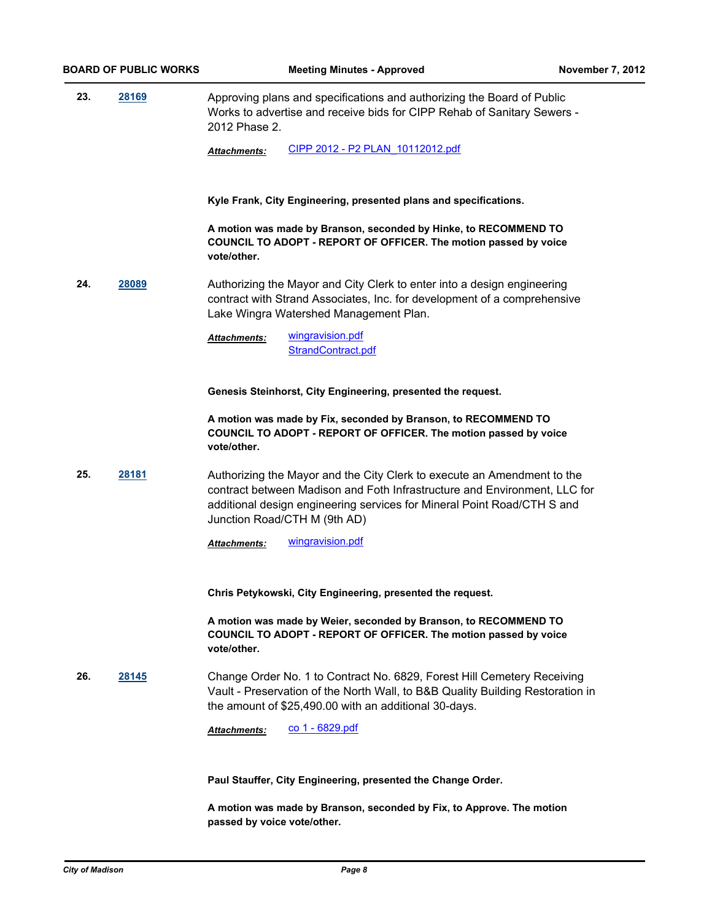**23.** **28169**

Approving plans and specifications and authorizing the Board of Public Works to advertise and receive bids for CIPP Rehab of Sanitary Sewers - 2012 Phase 2.

***Attachments:*** CIPP 2012 - P2 PLAN_10112012.pdf

**Kyle Frank, City Engineering, presented plans and specifications.**

**A motion was made by Branson, seconded by Hinke, to RECOMMEND TO COUNCIL TO ADOPT - REPORT OF OFFICER. The motion passed by voice vote/other.**

**24.** **28089**

Authorizing the Mayor and City Clerk to enter into a design engineering contract with Strand Associates, Inc. for development of a comprehensive Lake Wingra Watershed Management Plan.

***Attachments:*** wingravision.pdf
StrandContract.pdf

**Genesis Steinhorst, City Engineering, presented the request.**

**A motion was made by Fix, seconded by Branson, to RECOMMEND TO COUNCIL TO ADOPT - REPORT OF OFFICER. The motion passed by voice vote/other.**

**25.** **28181**

Authorizing the Mayor and the City Clerk to execute an Amendment to the contract between Madison and Foth Infrastructure and Environment, LLC for additional design engineering services for Mineral Point Road/CTH S and Junction Road/CTH M (9th AD)

***Attachments:*** wingravision.pdf

**Chris Petykowski, City Engineering, presented the request.**

**A motion was made by Weier, seconded by Branson, to RECOMMEND TO COUNCIL TO ADOPT - REPORT OF OFFICER. The motion passed by voice vote/other.**

**26.** **28145**

Change Order No. 1 to Contract No. 6829, Forest Hill Cemetery Receiving Vault - Preservation of the North Wall, to B&B Quality Building Restoration in the amount of $25,490.00 with an additional 30-days.

***Attachments:*** co 1 - 6829.pdf

**Paul Stauffer, City Engineering, presented the Change Order.**

**A motion was made by Branson, seconded by Fix, to Approve. The motion passed by voice vote/other.**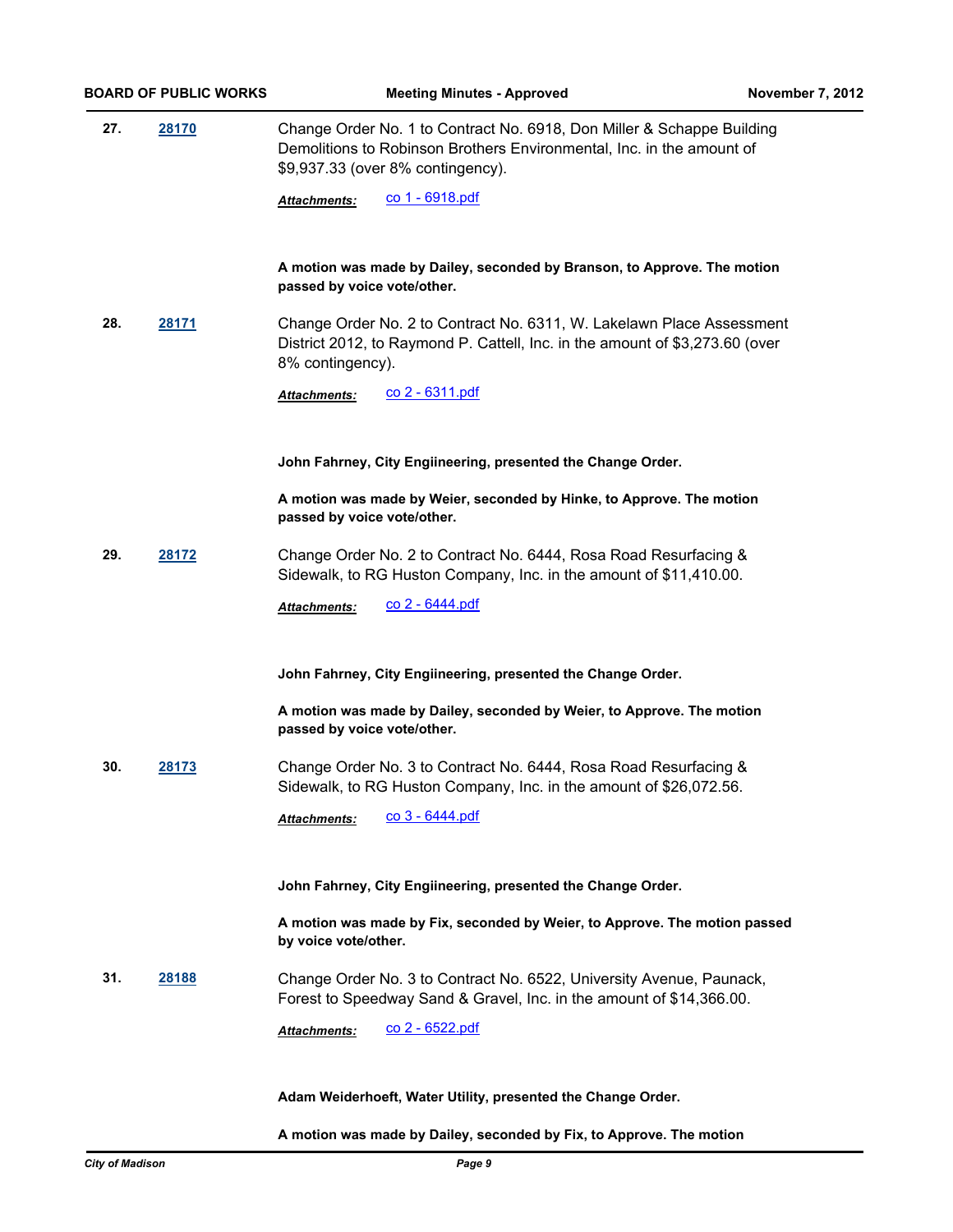**27.** **28170** Change Order No. 1 to Contract No. 6918, Don Miller & Schappe Building Demolitions to Robinson Brothers Environmental, Inc. in the amount of $9,937.33 (over 8% contingency).

***Attachments:*** co 1 - 6918.pdf

**A motion was made by Dailey, seconded by Branson, to Approve. The motion passed by voice vote/other.**

**28.** **28171** Change Order No. 2 to Contract No. 6311, W. Lakelawn Place Assessment District 2012, to Raymond P. Cattell, Inc. in the amount of $3,273.60 (over 8% contingency).

***Attachments:*** co 2 - 6311.pdf

**John Fahrney, City Engiineering, presented the Change Order.**

**A motion was made by Weier, seconded by Hinke, to Approve. The motion passed by voice vote/other.**

**29.** **28172** Change Order No. 2 to Contract No. 6444, Rosa Road Resurfacing & Sidewalk, to RG Huston Company, Inc. in the amount of $11,410.00.

***Attachments:*** co 2 - 6444.pdf

**John Fahrney, City Engiineering, presented the Change Order.**

**A motion was made by Dailey, seconded by Weier, to Approve. The motion passed by voice vote/other.**

**30.** **28173** Change Order No. 3 to Contract No. 6444, Rosa Road Resurfacing & Sidewalk, to RG Huston Company, Inc. in the amount of $26,072.56.

***Attachments:*** co 3 - 6444.pdf

**John Fahrney, City Engiineering, presented the Change Order.**

**A motion was made by Fix, seconded by Weier, to Approve. The motion passed by voice vote/other.**

**31.** **28188** Change Order No. 3 to Contract No. 6522, University Avenue, Paunack, Forest to Speedway Sand & Gravel, Inc. in the amount of $14,366.00.

***Attachments:*** co 2 - 6522.pdf

**Adam Weiderhoeft, Water Utility, presented the Change Order.**

**A motion was made by Dailey, seconded by Fix, to Approve. The motion**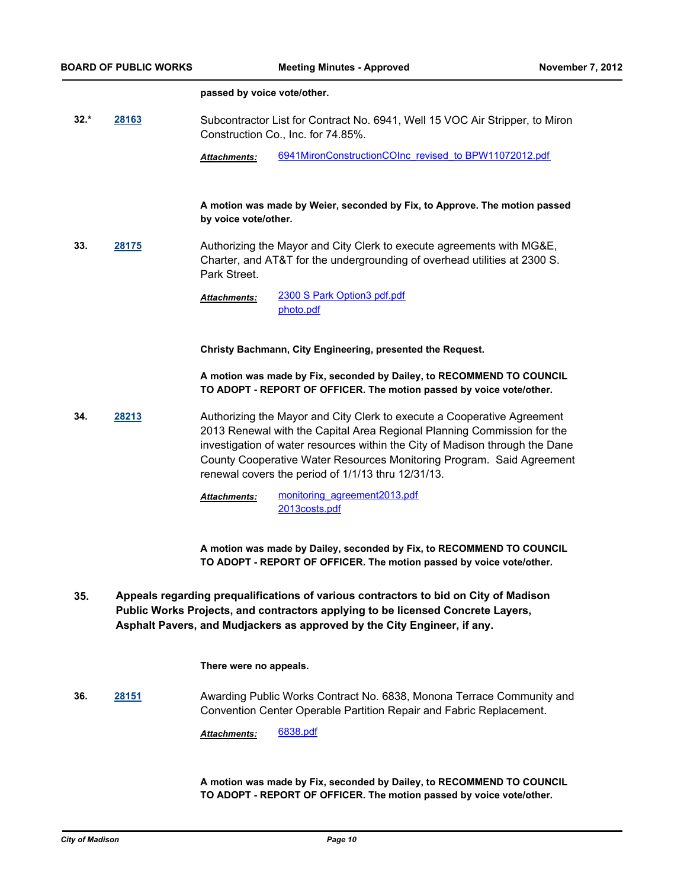**passed by voice vote/other.**

**32.*** **28163** Subcontractor List for Contract No. 6941, Well 15 VOC Air Stripper, to Miron Construction Co., Inc. for 74.85%.

***Attachments:*** 6941MironConstructionCOInc_revised_to BPW11072012.pdf

**A motion was made by Weier, seconded by Fix, to Approve. The motion passed by voice vote/other.**

**33.** **28175** Authorizing the Mayor and City Clerk to execute agreements with MG&E, Charter, and AT&T for the undergrounding of overhead utilities at 2300 S. Park Street.

***Attachments:*** 2300 S Park Option3 pdf.pdf
photo.pdf

**Christy Bachmann, City Engineering, presented the Request.**

**A motion was made by Fix, seconded by Dailey, to RECOMMEND TO COUNCIL TO ADOPT - REPORT OF OFFICER. The motion passed by voice vote/other.**

**34.** **28213** Authorizing the Mayor and City Clerk to execute a Cooperative Agreement 2013 Renewal with the Capital Area Regional Planning Commission for the investigation of water resources within the City of Madison through the Dane County Cooperative Water Resources Monitoring Program. Said Agreement renewal covers the period of 1/1/13 thru 12/31/13.

***Attachments:*** monitoring_agreement2013.pdf
2013costs.pdf

**A motion was made by Dailey, seconded by Fix, to RECOMMEND TO COUNCIL TO ADOPT - REPORT OF OFFICER. The motion passed by voice vote/other.**

**35. Appeals regarding prequalifications of various contractors to bid on City of Madison Public Works Projects, and contractors applying to be licensed Concrete Layers, Asphalt Pavers, and Mudjackers as approved by the City Engineer, if any.**

**There were no appeals.**

**36.** **28151** Awarding Public Works Contract No. 6838, Monona Terrace Community and Convention Center Operable Partition Repair and Fabric Replacement.

***Attachments:*** 6838.pdf

**A motion was made by Fix, seconded by Dailey, to RECOMMEND TO COUNCIL TO ADOPT - REPORT OF OFFICER. The motion passed by voice vote/other.**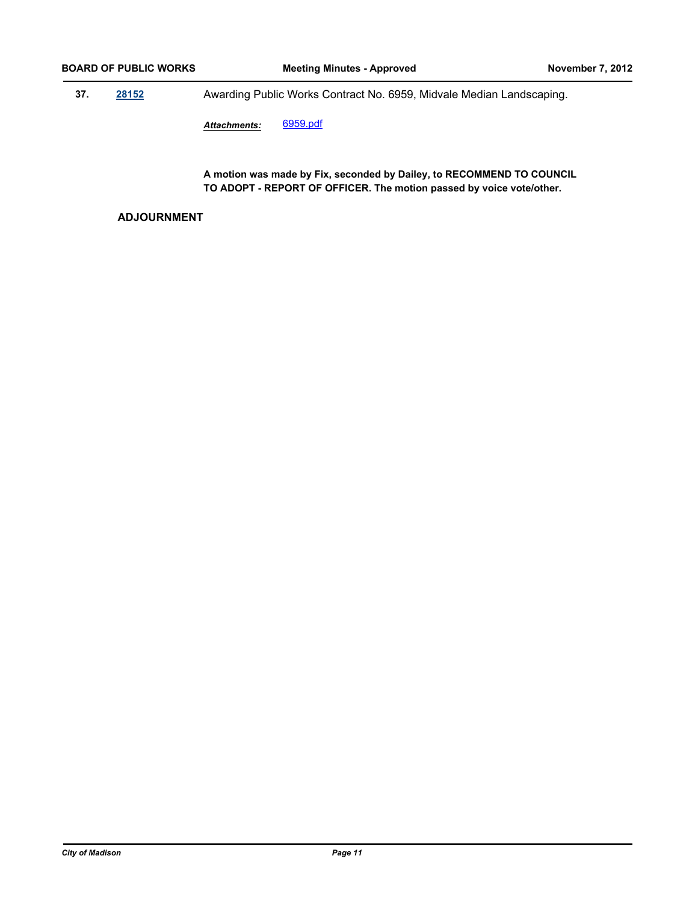**37.** **28152** Awarding Public Works Contract No. 6959, Midvale Median Landscaping.

***Attachments:*** 6959.pdf

**A motion was made by Fix, seconded by Dailey, to RECOMMEND TO COUNCIL TO ADOPT - REPORT OF OFFICER. The motion passed by voice vote/other.**

## ADJOURNMENT